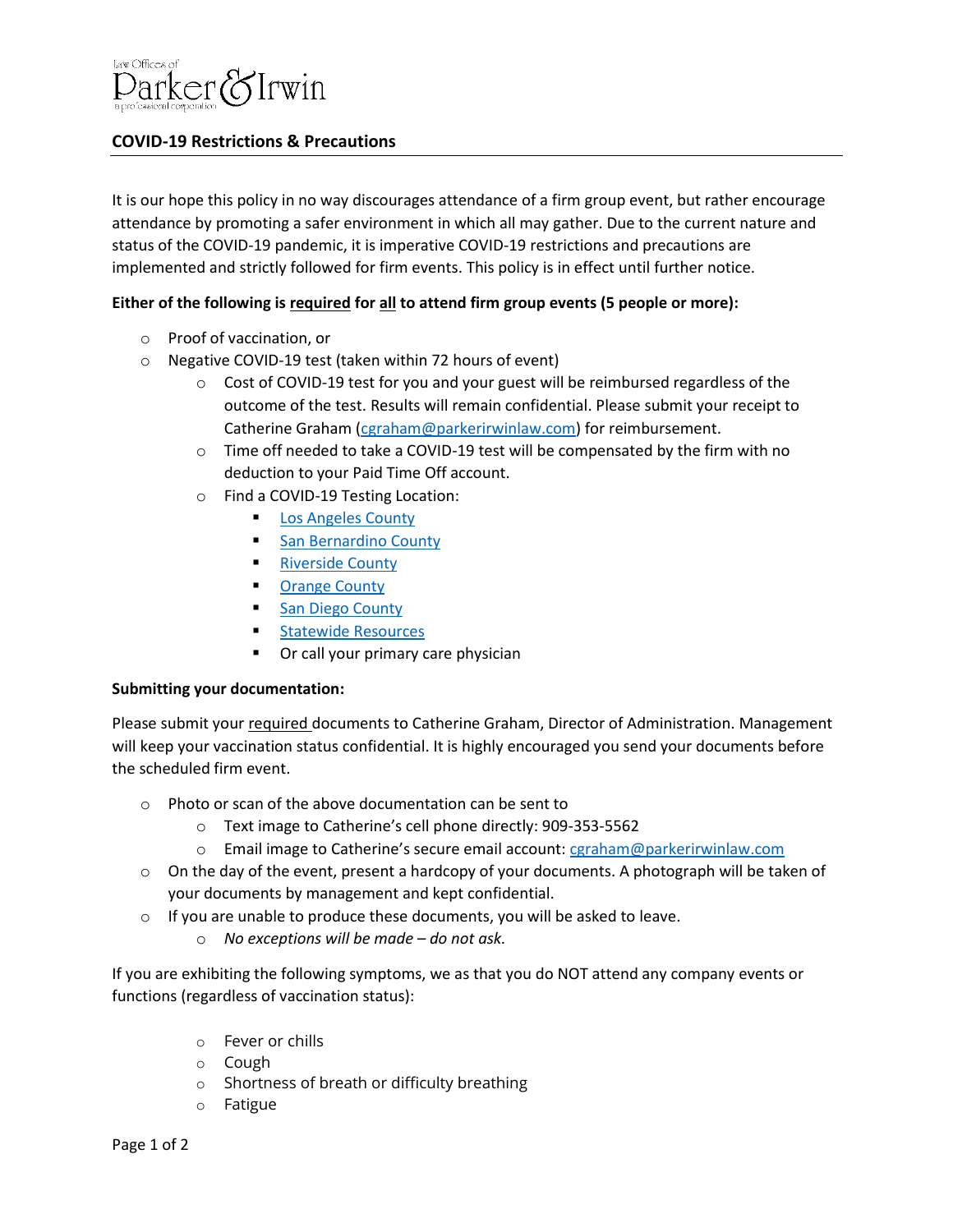Law Offices of

Parker & Irwin

a professional corporation

## COVID-19 Restrictions & Precautions

It is our hope this policy in no way discourages attendance of a firm group event, but rather encourage attendance by promoting a safer environment in which all may gather. Due to the current nature and status of the COVID-19 pandemic, it is imperative COVID-19 restrictions and precautions are implemented and strictly followed for firm events. This policy is in effect until further notice.

**Either of the following is <u>required</u> for <u>all</u> to attend firm group events (5 people or more):**

- Proof of vaccination, or
- Negative COVID-19 test (taken within 72 hours of event)
  - Cost of COVID-19 test for you and your guest will be reimbursed regardless of the outcome of the test. Results will remain confidential. Please submit your receipt to Catherine Graham (cgraham@parkerirwinlaw.com) for reimbursement.
  - Time off needed to take a COVID-19 test will be compensated by the firm with no deduction to your Paid Time Off account.
  - Find a COVID-19 Testing Location:
    - Los Angeles County
    - San Bernardino County
    - Riverside County
    - Orange County
    - San Diego County
    - Statewide Resources
    - Or call your primary care physician

**Submitting your documentation:**

Please submit your <u>required</u> documents to Catherine Graham, Director of Administration. Management will keep your vaccination status confidential. It is highly encouraged you send your documents before the scheduled firm event.

- Photo or scan of the above documentation can be sent to
  - Text image to Catherine's cell phone directly: 909-353-5562
  - Email image to Catherine's secure email account: cgraham@parkerirwinlaw.com
- On the day of the event, present a hardcopy of your documents. A photograph will be taken of your documents by management and kept confidential.
- If you are unable to produce these documents, you will be asked to leave.
  - *No exceptions will be made – do not ask.*

If you are exhibiting the following symptoms, we as that you do NOT attend any company events or functions (regardless of vaccination status):

- Fever or chills
- Cough
- Shortness of breath or difficulty breathing
- Fatigue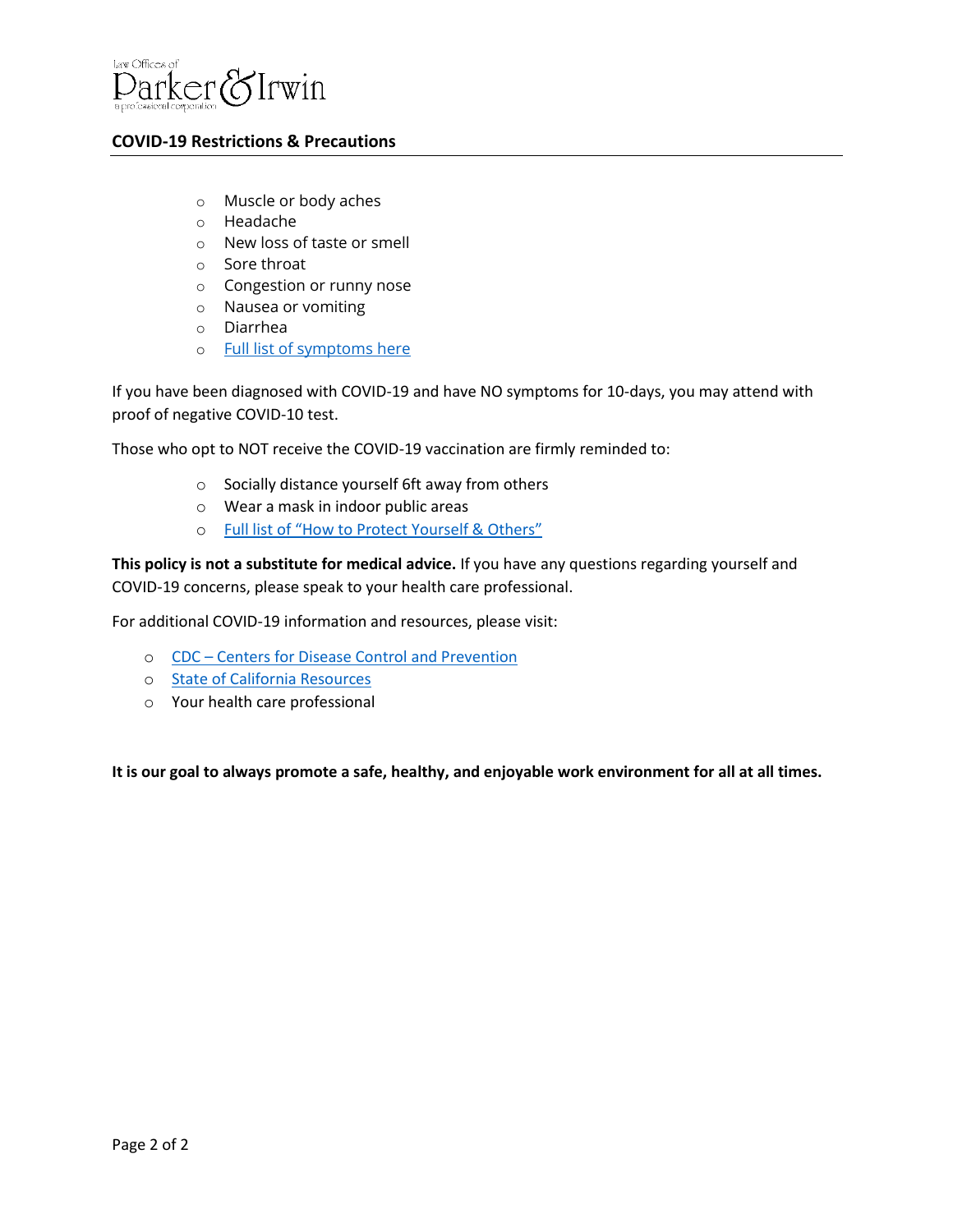- Muscle or body aches
- Headache
- New loss of taste or smell
- Sore throat
- Congestion or runny nose
- Nausea or vomiting
- Diarrhea
- Full list of symptoms here

If you have been diagnosed with COVID-19 and have NO symptoms for 10-days, you may attend with proof of negative COVID-10 test.

Those who opt to NOT receive the COVID-19 vaccination are firmly reminded to:

- Socially distance yourself 6ft away from others
- Wear a mask in indoor public areas
- Full list of "How to Protect Yourself & Others"

**This policy is not a substitute for medical advice.** If you have any questions regarding yourself and COVID-19 concerns, please speak to your health care professional.

For additional COVID-19 information and resources, please visit:

- CDC – Centers for Disease Control and Prevention
- State of California Resources
- Your health care professional

**It is our goal to always promote a safe, healthy, and enjoyable work environment for all at all times.**